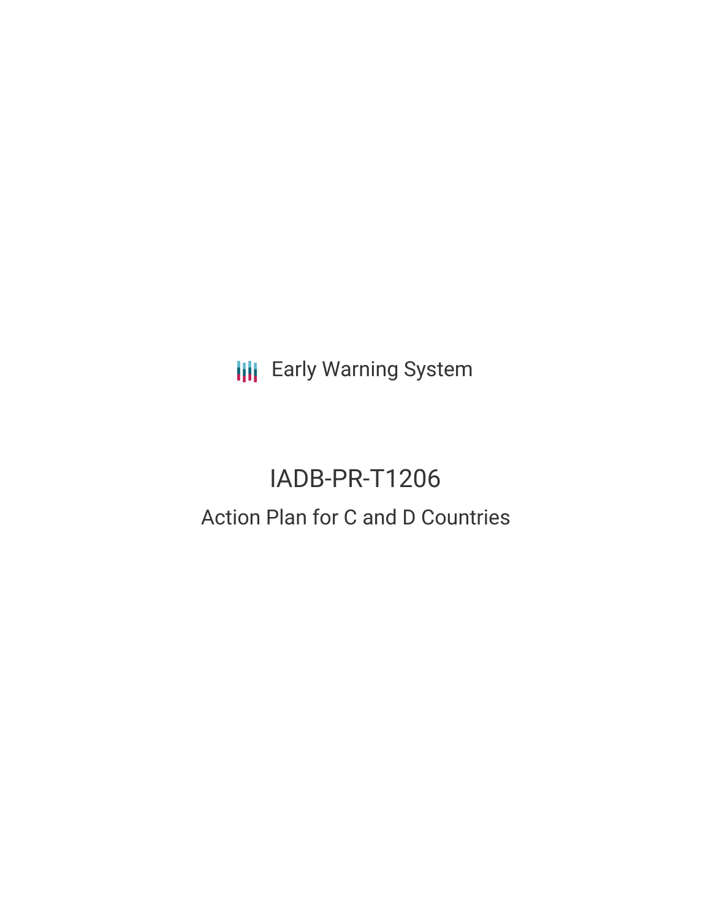Early Warning System

# IADB-PR-T1206

## Action Plan for C and D Countries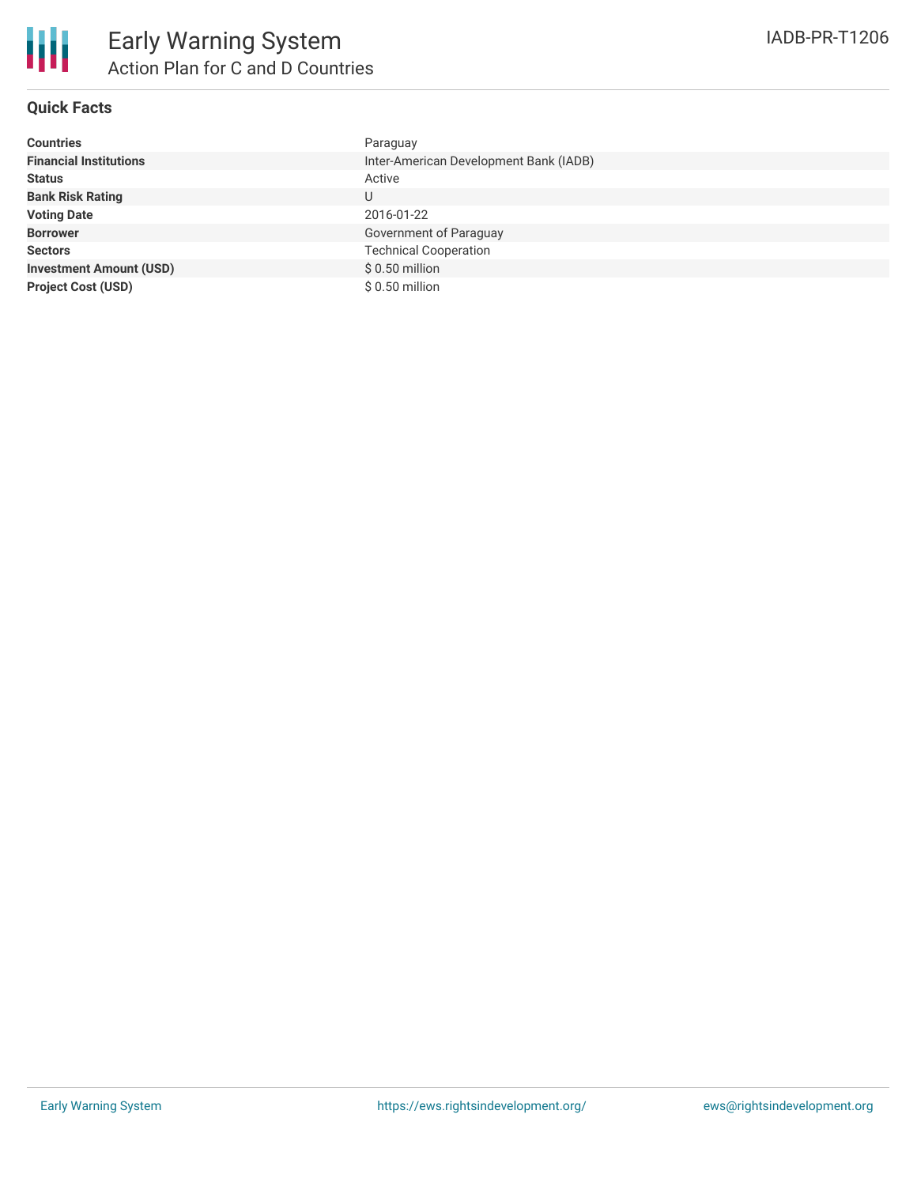# Early Warning System

## Action Plan for C and D Countries

IADB-PR-T1206

### Quick Facts

| | |
|---|---|
| **Countries** | Paraguay |
| **Financial Institutions** | Inter-American Development Bank (IADB) |
| **Status** | Active |
| **Bank Risk Rating** | U |
| **Voting Date** | 2016-01-22 |
| **Borrower** | Government of Paraguay |
| **Sectors** | Technical Cooperation |
| **Investment Amount (USD)** | $ 0.50 million |
| **Project Cost (USD)** | $ 0.50 million |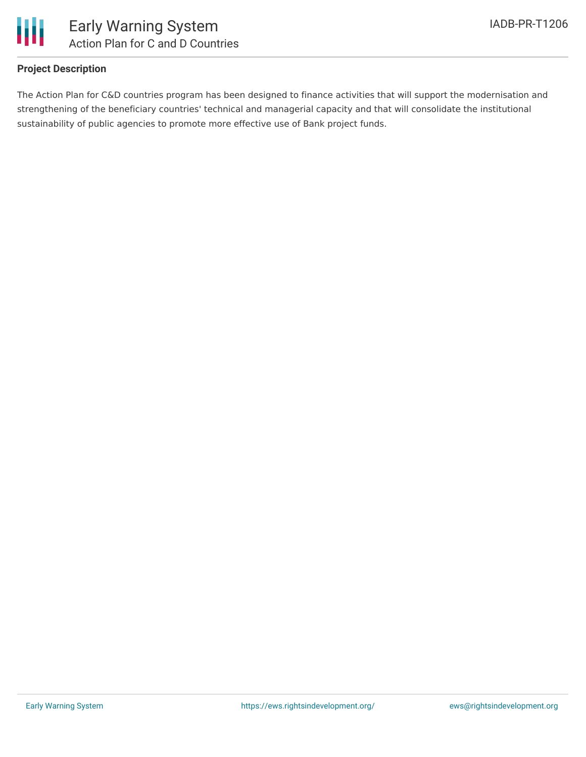### Project Description

The Action Plan for C&D countries program has been designed to finance activities that will support the modernisation and strengthening of the beneficiary countries' technical and managerial capacity and that will consolidate the institutional sustainability of public agencies to promote more effective use of Bank project funds.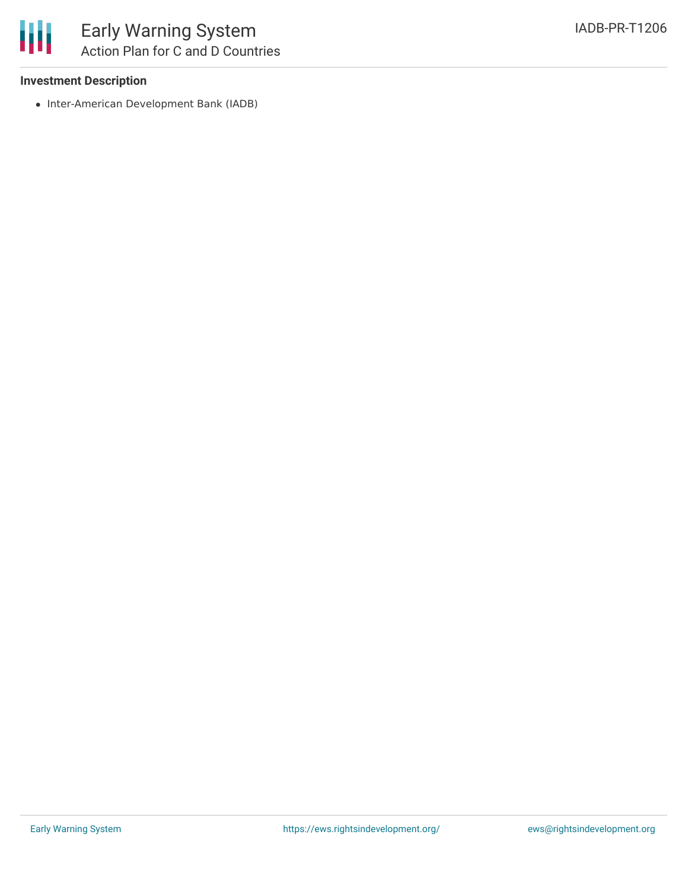### Investment Description

- Inter-American Development Bank (IADB)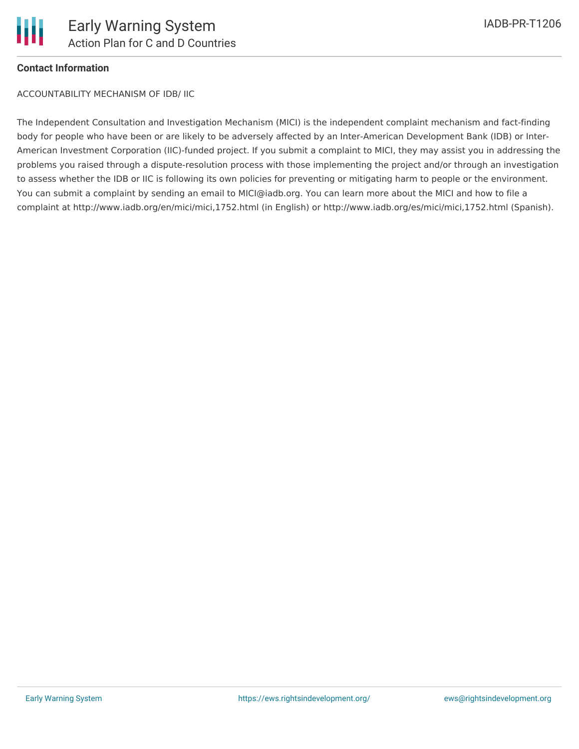**Contact Information**

ACCOUNTABILITY MECHANISM OF IDB/ IIC

The Independent Consultation and Investigation Mechanism (MICI) is the independent complaint mechanism and fact-finding body for people who have been or are likely to be adversely affected by an Inter-American Development Bank (IDB) or Inter-American Investment Corporation (IIC)-funded project. If you submit a complaint to MICI, they may assist you in addressing the problems you raised through a dispute-resolution process with those implementing the project and/or through an investigation to assess whether the IDB or IIC is following its own policies for preventing or mitigating harm to people or the environment. You can submit a complaint by sending an email to MICI@iadb.org. You can learn more about the MICI and how to file a complaint at http://www.iadb.org/en/mici/mici,1752.html (in English) or http://www.iadb.org/es/mici/mici,1752.html (Spanish).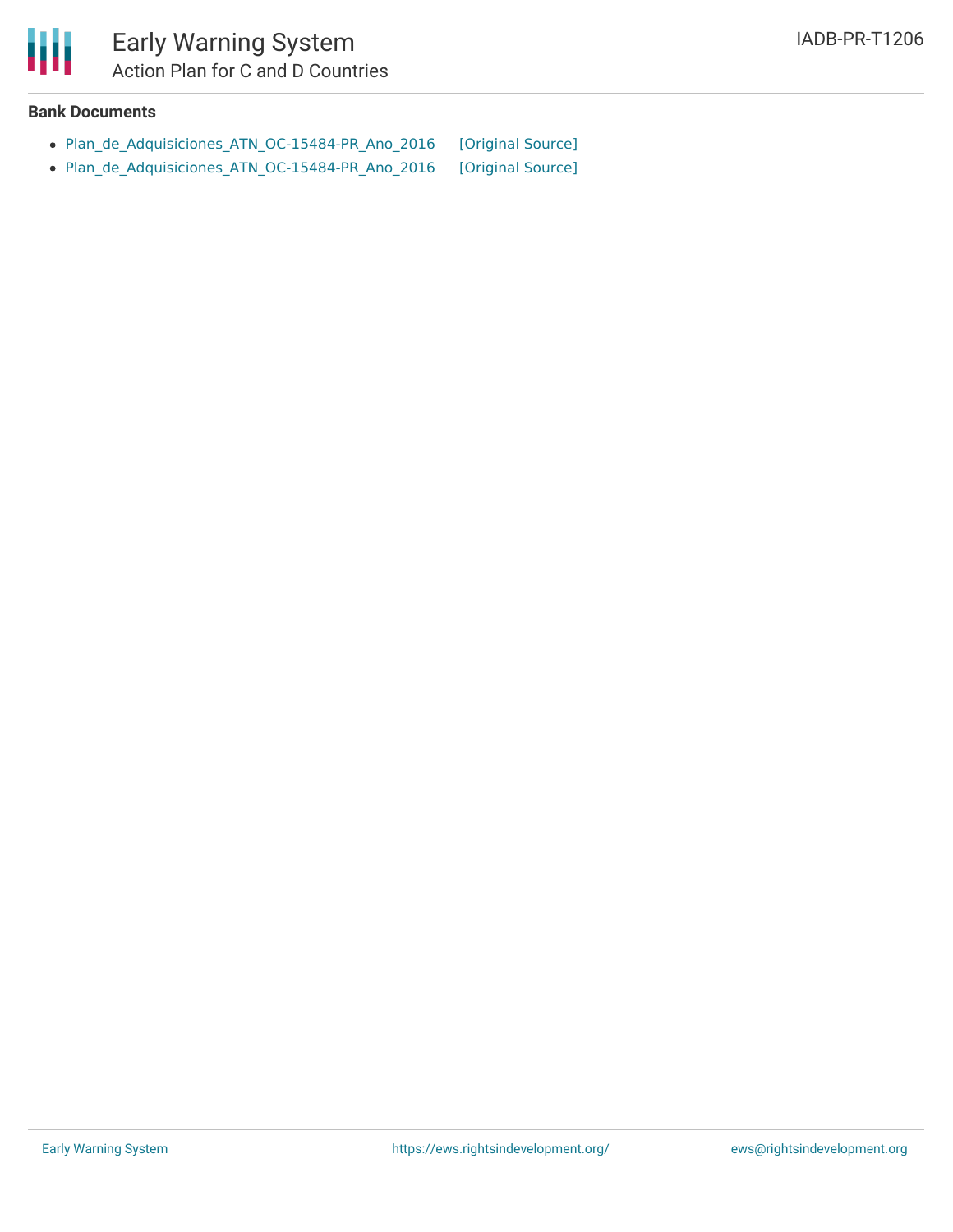**Bank Documents**

- Plan_de_Adquisiciones_ATN_OC-15484-PR_Ano_2016 [Original Source]
- Plan_de_Adquisiciones_ATN_OC-15484-PR_Ano_2016 [Original Source]